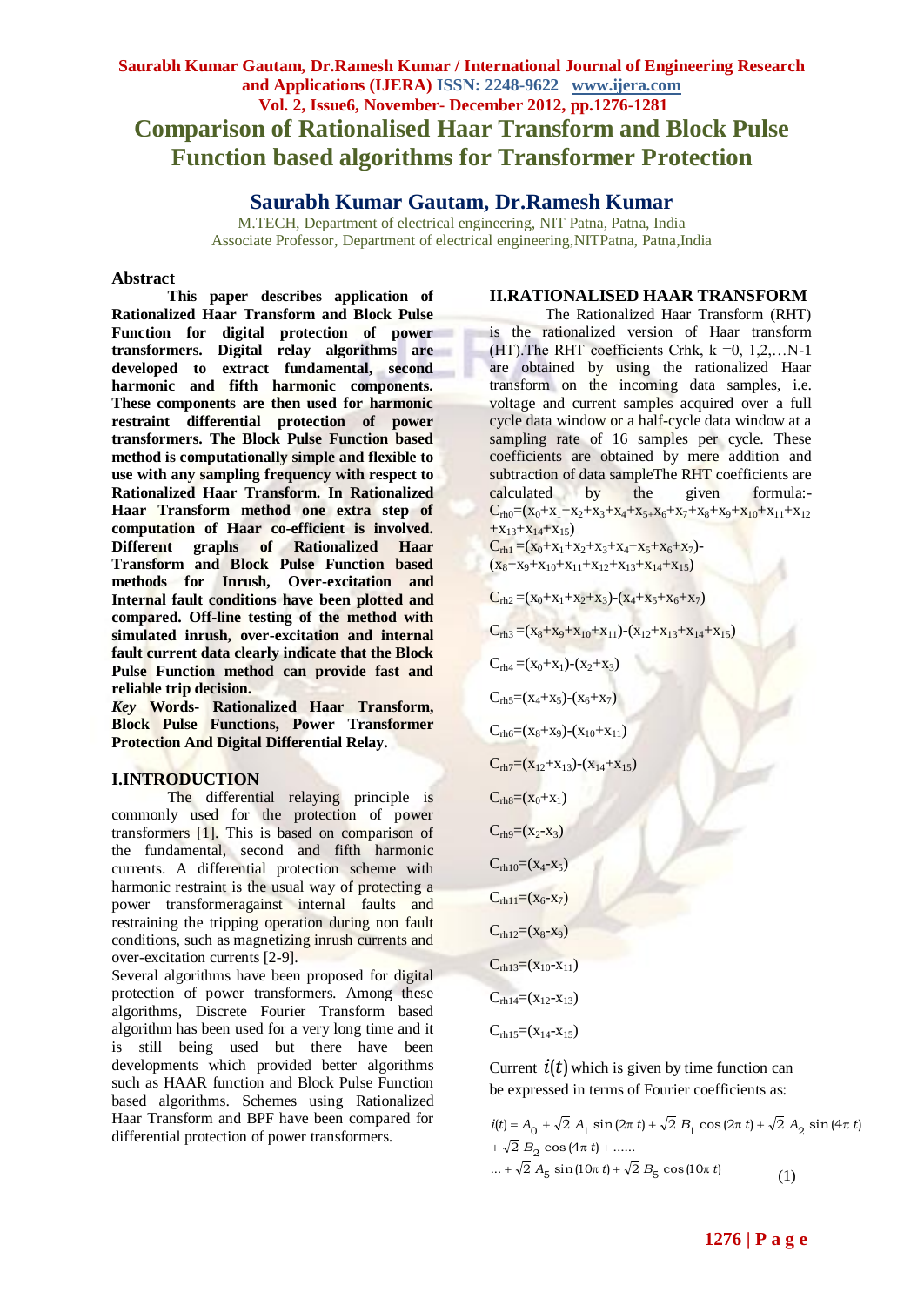# Comparison of Rationalised Haar Transform and Block Pulse Function based algorithms for Transformer Protection

## Saurabh Kumar Gautam, Dr.Ramesh Kumar

M.TECH, Department of electrical engineering, NIT Patna, Patna, India
Associate Professor, Department of electrical engineering,NITPatna, Patna,India

### Abstract

**This paper describes application of Rationalized Haar Transform and Block Pulse Function for digital protection of power transformers. Digital relay algorithms are developed to extract fundamental, second harmonic and fifth harmonic components. These components are then used for harmonic restraint differential protection of power transformers. The Block Pulse Function based method is computationally simple and flexible to use with any sampling frequency with respect to Rationalized Haar Transform. In Rationalized Haar Transform method one extra step of computation of Haar co-efficient is involved. Different graphs of Rationalized Haar Transform and Block Pulse Function based methods for Inrush, Over-excitation and Internal fault conditions have been plotted and compared. Off-line testing of the method with simulated inrush, over-excitation and internal fault current data clearly indicate that the Block Pulse Function method can provide fast and reliable trip decision.**

***Key* Words- Rationalized Haar Transform, Block Pulse Functions, Power Transformer Protection And Digital Differential Relay.**

## I.INTRODUCTION

The differential relaying principle is commonly used for the protection of power transformers [1]. This is based on comparison of the fundamental, second and fifth harmonic currents. A differential protection scheme with harmonic restraint is the usual way of protecting a power transformeragainst internal faults and restraining the tripping operation during non fault conditions, such as magnetizing inrush currents and over-excitation currents [2-9].

Several algorithms have been proposed for digital protection of power transformers. Among these algorithms, Discrete Fourier Transform based algorithm has been used for a very long time and it is still being used but there have been developments which provided better algorithms such as HAAR function and Block Pulse Function based algorithms. Schemes using Rationalized Haar Transform and BPF have been compared for differential protection of power transformers.

## II.RATIONALISED HAAR TRANSFORM

The Rationalized Haar Transform (RHT) is the rationalized version of Haar transform (HT).The RHT coefficients Crhk, k =0, 1,2,…N-1 are obtained by using the rationalized Haar transform on the incoming data samples, i.e. voltage and current samples acquired over a full cycle data window or a half-cycle data window at a sampling rate of 16 samples per cycle. These coefficients are obtained by mere addition and subtraction of data sampleThe RHT coefficients are calculated by the given formula:-

$C_{rh0}=(x_0+x_1+x_2+x_3+x_4+x_5+x_6+x_7+x_8+x_9+x_{10}+x_{11}+x_{12}+x_{13}+x_{14}+x_{15})$

$C_{rh1}=(x_0+x_1+x_2+x_3+x_4+x_5+x_6+x_7)-(x_8+x_9+x_{10}+x_{11}+x_{12}+x_{13}+x_{14}+x_{15})$

$C_{rh2}=(x_0+x_1+x_2+x_3)-(x_4+x_5+x_6+x_7)$

$C_{rh3}=(x_8+x_9+x_{10}+x_{11})-(x_{12}+x_{13}+x_{14}+x_{15})$

$C_{rh4}=(x_0+x_1)-(x_2+x_3)$

$C_{rh5}=(x_4+x_5)-(x_6+x_7)$

$C_{rh6}=(x_8+x_9)-(x_{10}+x_{11})$

$C_{rh7}=(x_{12}+x_{13})-(x_{14}+x_{15})$

$C_{rh8}=(x_0+x_1)$

$C_{rh9}=(x_2-x_3)$

$C_{rh10}=(x_4-x_5)$

$C_{rh11}=(x_6-x_7)$

$C_{rh12}=(x_8-x_9)$

$C_{rh13}=(x_{10}-x_{11})$

$C_{rh14}=(x_{12}-x_{13})$

$C_{rh15}=(x_{14}-x_{15})$

Current $i(t)$ which is given by time function can be expressed in terms of Fourier coefficients as:

$$i(t) = A_0 + \sqrt{2}\,A_1 \sin(2\pi t) + \sqrt{2}\,B_1 \cos(2\pi t) + \sqrt{2}\,A_2 \sin(4\pi t) + \sqrt{2}\,B_2 \cos(4\pi t) + \ldots\ldots + \sqrt{2}\,A_5 \sin(10\pi t) + \sqrt{2}\,B_5 \cos(10\pi t) \quad (1)$$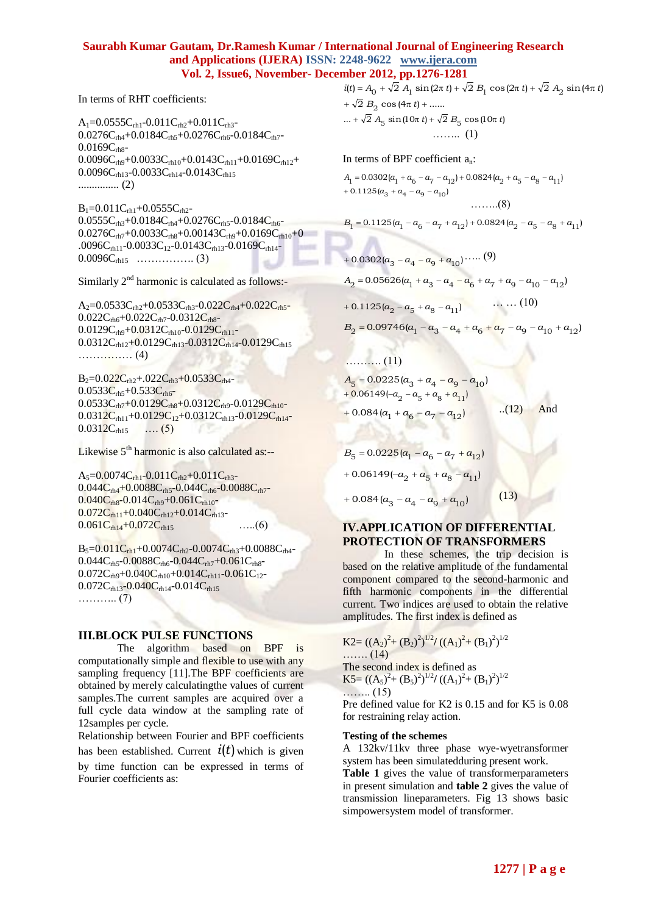In terms of RHT coefficients:

$A_1$=0.0555$C_{rh1}$-0.011$C_{rh2}$+0.011$C_{rh3}$-0.0276$C_{rh4}$+0.0184$C_{rh5}$+0.0276$C_{rh6}$-0.0184$C_{rh7}$-0.0169$C_{rh8}$-0.0096$C_{rh9}$+0.0033$C_{rh10}$+0.0143$C_{rh11}$+0.0169$C_{rh12}$+0.0096$C_{rh13}$-0.0033$C_{rh14}$-0.0143$C_{rh15}$ ............... (2)

$B_1$=0.011$C_{rh1}$+0.0555$C_{rh2}$-0.0555$C_{rh3}$+0.0184$C_{rh4}$+0.0276$C_{rh5}$-0.0184$C_{rh6}$-0.0276$C_{rh7}$+0.0033$C_{rh8}$+0.00143$C_{rh9}$+0.0169$C_{rh10}$+0.0096$C_{rh11}$-0.0033$C_{12}$-0.0143$C_{rh13}$-0.0169$C_{rh14}$-0.0096$C_{rh15}$ ................ (3)

Similarly 2nd harmonic is calculated as follows:-

$A_2$=0.0533$C_{rh2}$+0.0533$C_{rh3}$-0.022$C_{rh4}$+0.022$C_{rh5}$-0.022$C_{rh6}$+0.022$C_{rh7}$-0.0312$C_{rh8}$-0.0129$C_{rh9}$+0.0312$C_{rh10}$-0.0129$C_{rh11}$-0.0312$C_{rh12}$+0.0129$C_{rh13}$-0.0312$C_{rh14}$-0.0129$C_{rh15}$ ............... (4)

$B_2$=0.022$C_{rh2}$+.022$C_{rh3}$+0.0533$C_{rh4}$-0.0533$C_{rh5}$+0.533$C_{rh6}$-0.0533$C_{rh7}$+0.0129$C_{rh8}$+0.0312$C_{rh9}$-0.0129$C_{rh10}$-0.0312$C_{rh11}$+0.0129$C_{12}$+0.0312$C_{rh13}$-0.0129$C_{rh14}$-0.0312$C_{rh15}$ .... (5)

Likewise 5th harmonic is also calculated as:--

$A_5$=0.0074$C_{rh1}$-0.011$C_{rh2}$+0.011$C_{rh3}$-0.044$C_{rh4}$+0.0088$C_{rh5}$-0.044$C_{rh6}$-0.0088$C_{rh7}$-0.040$C_{rh8}$-0.014$C_{rh9}$+0.061$C_{rh10}$-0.072$C_{rh11}$+0.040$C_{rh12}$+0.014$C_{rh13}$-0.061$C_{rh14}$+0.072$C_{rh15}$ .....(6)

$B_5$=0.011$C_{rh1}$+0.0074$C_{rh2}$-0.0074$C_{rh3}$+0.0088$C_{rh4}$-0.044$C_{rh5}$-0.0088$C_{rh6}$-0.044$C_{rh7}$+0.061$C_{rh8}$-0.072$C_{rh9}$+0.040$C_{rh10}$+0.014$C_{rh11}$-0.061$C_{12}$-0.072$C_{rh13}$-0.040$C_{rh14}$-0.014$C_{rh15}$ ........... (7)

## III.BLOCK PULSE FUNCTIONS

The algorithm based on BPF is computationally simple and flexible to use with any sampling frequency [11].The BPF coefficients are obtained by merely calculatingthe values of current samples.The current samples are acquired over a full cycle data window at the sampling rate of 12samples per cycle.

Relationship between Fourier and BPF coefficients has been established. Current $i(t)$ which is given by time function can be expressed in terms of Fourier coefficients as:

$$i(t) = A_0 + \sqrt{2}\,A_1 \sin(2\pi t) + \sqrt{2}\,B_1 \cos(2\pi t) + \sqrt{2}\,A_2 \sin(4\pi t) + \sqrt{2}\,B_2 \cos(4\pi t) + \ldots\ldots$$
$$\ldots + \sqrt{2}\,A_5 \sin(10\pi t) + \sqrt{2}\,B_5 \cos(10\pi t) \quad \ldots\ldots\ (1)$$

In terms of BPF coefficient $a_n$:

$$A_1 = 0.0302(a_1 + a_6 - a_7 - a_{12}) + 0.0824(a_2 + a_5 - a_8 - a_{11}) + 0.1125(a_3 + a_4 - a_9 - a_{10}) \quad \ldots\ldots(8)$$

$$B_1 = 0.1125(a_1 - a_6 - a_7 + a_{12}) + 0.0824(a_2 - a_5 - a_8 + a_{11}) + 0.0302(a_3 - a_4 - a_9 + a_{10}) \quad \ldots\ (9)$$

$$A_2 = 0.05626(a_1 + a_3 - a_4 - a_6 + a_7 + a_9 - a_{10} - a_{12}) + 0.1125(a_2 - a_5 + a_8 - a_{11}) \quad \ldots\ldots (10)$$

$$B_2 = 0.09746(a_1 - a_3 - a_4 + a_6 + a_7 - a_9 - a_{10} + a_{12}) \quad \ldots\ldots\ (11)$$

$$A_5 = 0.0225(a_3 + a_4 - a_9 - a_{10}) + 0.06149(-a_2 - a_5 + a_8 + a_{11}) + 0.084(a_1 + a_6 - a_7 - a_{12}) \quad ..(12)$$

And

$$B_5 = 0.0225(a_1 - a_6 - a_7 + a_{12}) + 0.06149(-a_2 + a_5 + a_8 - a_{11}) + 0.084(a_3 - a_4 - a_9 + a_{10}) \quad (13)$$

## IV.APPLICATION OF DIFFERENTIAL PROTECTION OF TRANSFORMERS

In these schemes, the trip decision is based on the relative amplitude of the fundamental component compared to the second-harmonic and fifth harmonic components in the differential current. Two indices are used to obtain the relative amplitudes. The first index is defined as

$$K2 = ((A_2)^2 + (B_2)^2)^{1/2} / ((A_1)^2 + (B_1)^2)^{1/2} \quad \ldots\ldots\ (14)$$

The second index is defined as

$$K5 = ((A_5)^2 + (B_5)^2)^{1/2} / ((A_1)^2 + (B_1)^2)^{1/2} \quad \ldots\ldots\ (15)$$

Pre defined value for K2 is 0.15 and for K5 is 0.08 for restraining relay action.

### Testing of the schemes

A 132kv/11kv three phase wye-wyetransformer system has been simulatedduring present work. **Table 1** gives the value of transformerparameters in present simulation and **table 2** gives the value of transmission lineparameters. Fig 13 shows basic simpowersystem model of transformer.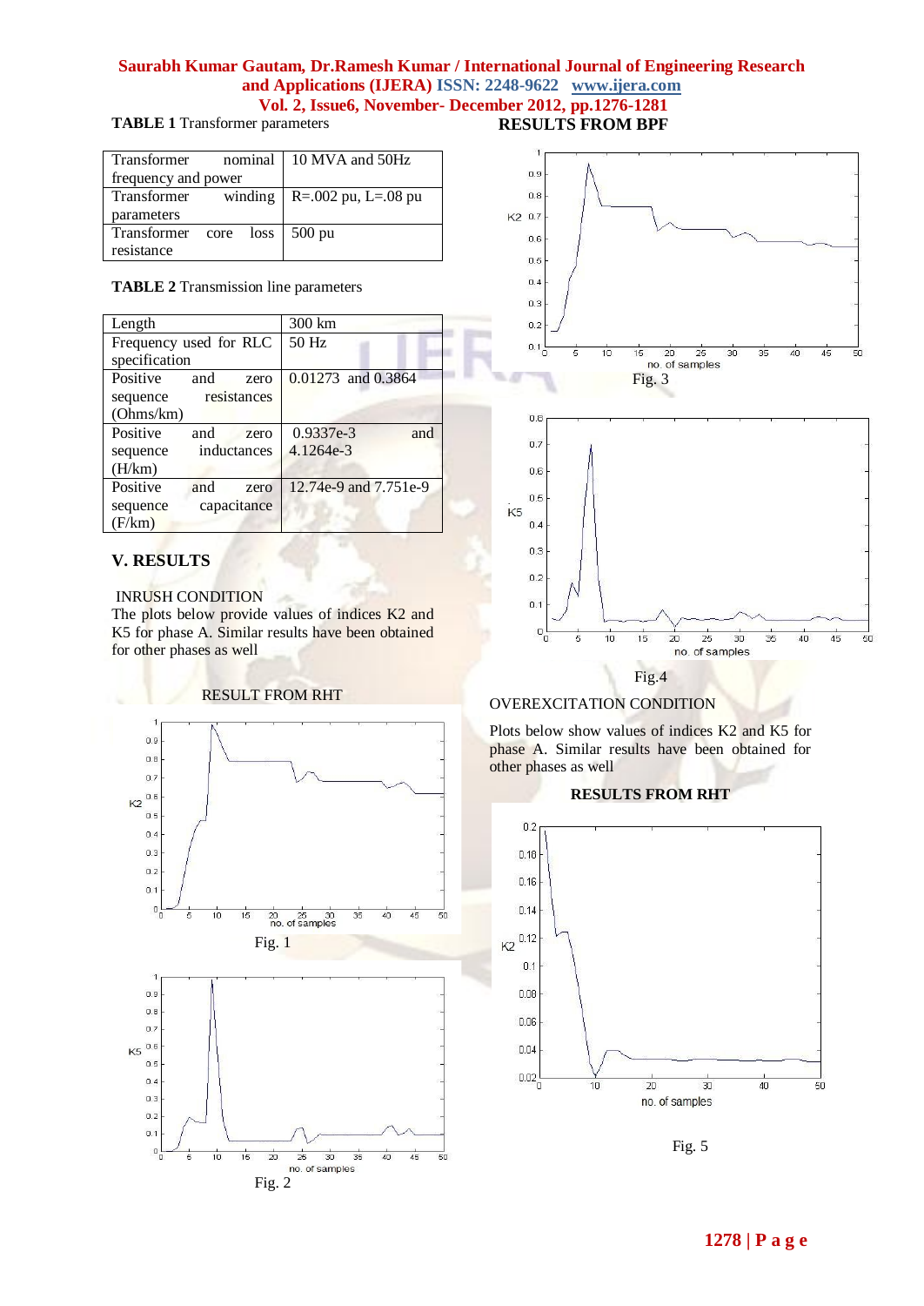**TABLE 1** Transformer parameters

| Transformer nominal frequency and power | 10 MVA and 50Hz |
|---|---|
| Transformer winding parameters | R=.002 pu, L=.08 pu |
| Transformer core loss resistance | 500 pu |

**TABLE 2** Transmission line parameters

| Length | 300 km |
|---|---|
| Frequency used for RLC specification | 50 Hz |
| Positive and zero sequence resistances (Ohms/km) | 0.01273 and 0.3864 |
| Positive and zero sequence inductances (H/km) | 0.9337e-3 and 4.1264e-3 |
| Positive and zero sequence capacitance (F/km) | 12.74e-9 and 7.751e-9 |

## V. RESULTS

INRUSH CONDITION

The plots below provide values of indices K2 and K5 for phase A. Similar results have been obtained for other phases as well

RESULT FROM RHT

Fig. 1

Fig. 2

**RESULTS FROM BPF**

Fig. 3

Fig.4

OVEREXCITATION CONDITION

Plots below show values of indices K2 and K5 for phase A. Similar results have been obtained for other phases as well

**RESULTS FROM RHT**

Fig. 5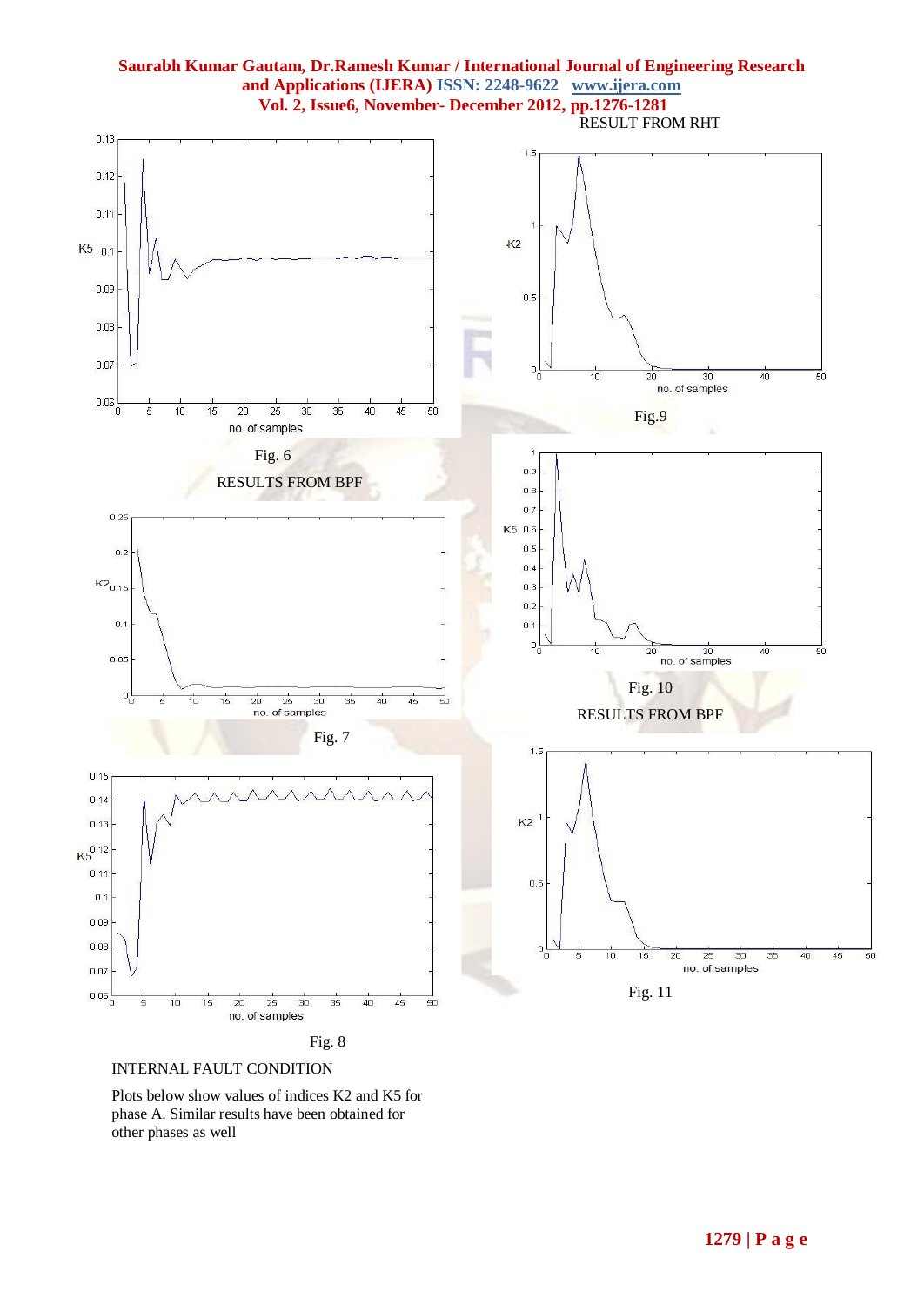Fig. 6

RESULTS FROM BPF

Fig. 7

Fig. 8

INTERNAL FAULT CONDITION

Plots below show values of indices K2 and K5 for phase A. Similar results have been obtained for other phases as well

RESULT FROM RHT

Fig.9

Fig. 10

RESULTS FROM BPF

Fig. 11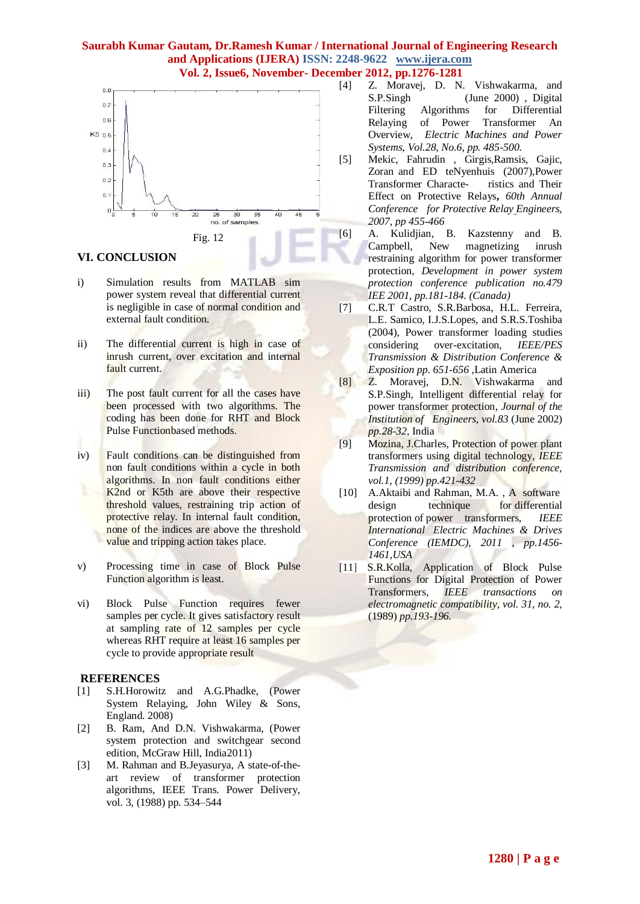Fig. 12

## VI. CONCLUSION

i) Simulation results from MATLAB sim power system reveal that differential current is negligible in case of normal condition and external fault condition.

ii) The differential current is high in case of inrush current, over excitation and internal fault current.

iii) The post fault current for all the cases have been processed with two algorithms. The coding has been done for RHT and Block Pulse Functionbased methods.

iv) Fault conditions can be distinguished from non fault conditions within a cycle in both algorithms. In non fault conditions either K2nd or K5th are above their respective threshold values, restraining trip action of protective relay. In internal fault condition, none of the indices are above the threshold value and tripping action takes place.

v) Processing time in case of Block Pulse Function algorithm is least.

vi) Block Pulse Function requires fewer samples per cycle. It gives satisfactory result at sampling rate of 12 samples per cycle whereas RHT require at least 16 samples per cycle to provide appropriate result

## REFERENCES

[1] S.H.Horowitz and A.G.Phadke, (Power System Relaying, John Wiley & Sons, England. 2008)

[2] B. Ram, And D.N. Vishwakarma, (Power system protection and switchgear second edition, McGraw Hill, India2011)

[3] M. Rahman and B.Jeyasurya, A state-of-the-art review of transformer protection algorithms, IEEE Trans. Power Delivery, vol. 3, (1988) pp. 534–544

[4] Z. Moravej, D. N. Vishwakarma, and S.P.Singh (June 2000) , Digital Filtering Algorithms for Differential Relaying of Power Transformer An Overview, *Electric Machines and Power Systems, Vol.28, No.6, pp. 485-500.*

[5] Mekic, Fahrudin , Girgis,Ramsis, Gajic, Zoran and ED teNyenhuis (2007),Power Transformer Characte- ristics and Their Effect on Protective Relays**,** *60th Annual Conference for Protective Relay Engineers, 2007, pp 455-466*

[6] A. Kulidjian, B. Kazstenny and B. Campbell, New magnetizing inrush restraining algorithm for power transformer protection, *Development in power system protection conference publication no.479 IEE 2001, pp.181-184. (Canada)*

[7] C.R.T Castro, S.R.Barbosa, H.L. Ferreira, L.E. Samico, I.J.S.Lopes, and S.R.S.Toshiba (2004), Power transformer loading studies considering over-excitation, *IEEE/PES Transmission & Distribution Conference & Exposition pp. 651-656* ,Latin America

[8] Z. Moravej, D.N. Vishwakarma and S.P.Singh, Intelligent differential relay for power transformer protection, *Journal of the Institution of Engineers, vol.83* (June 2002) *pp.28-32,* India

[9] Mozina, J.Charles, Protection of power plant transformers using digital technology, *IEEE Transmission and distribution conference, vol.1, (1999) pp.421-432*

[10] A.Aktaibi and Rahman, M.A. , A software design technique for differential protection of power transformers, *IEEE International Electric Machines & Drives Conference (IEMDC), 2011 , pp.1456-1461,USA*

[11] S.R.Kolla, Application of Block Pulse Functions for Digital Protection of Power Transformers, *IEEE transactions on electromagnetic compatibility, vol. 31, no. 2,* (1989) *pp.193-196.*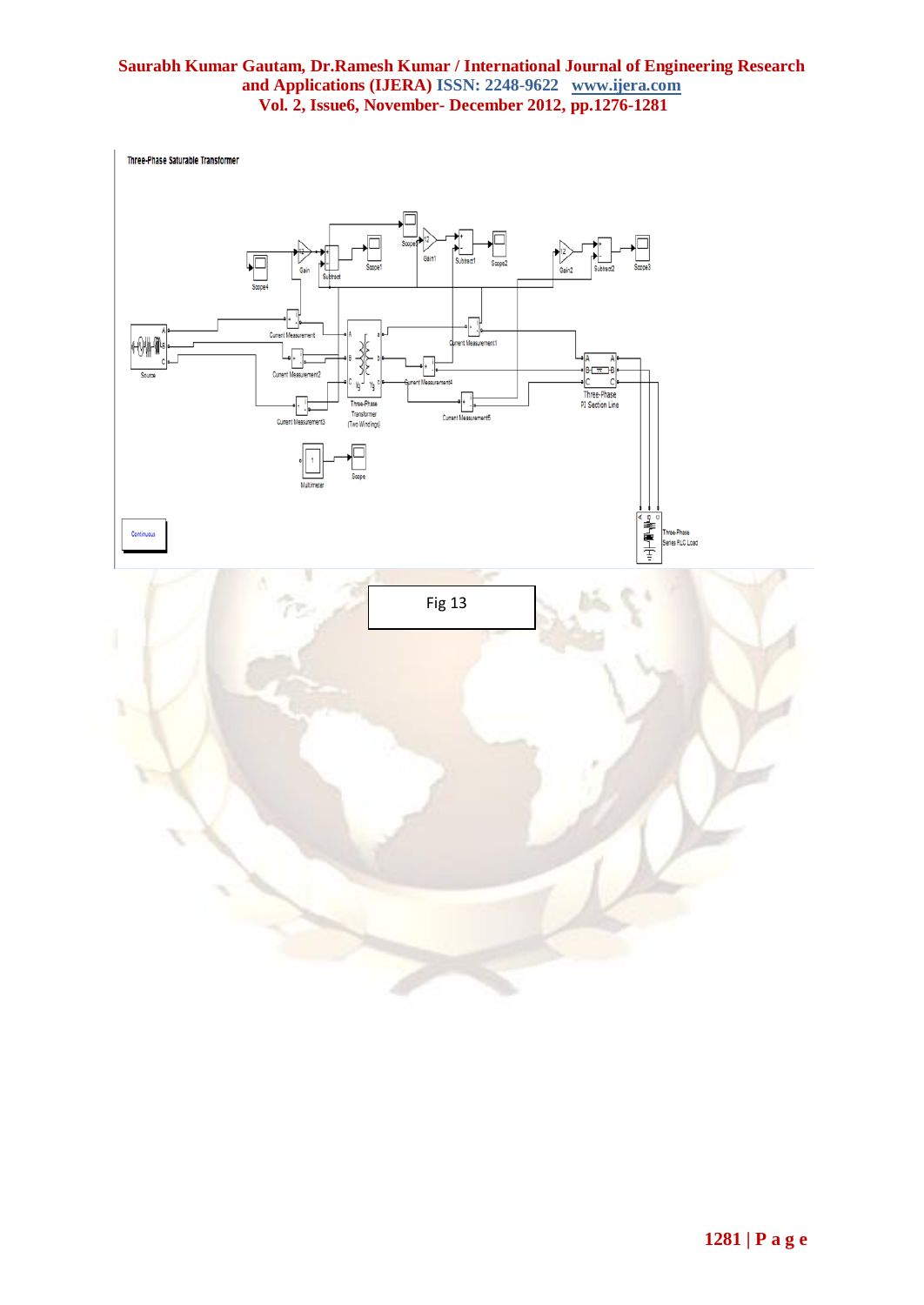Three-Phase Saturable Transformer

Scope4

Gain

Subtract

Scope1

Scope5

Gain1

Subtract1

Scope2

Gain2

Subtract2

Scope3

Source

Current Measurement

Current Measurement2

Current Measurement3

Three-Phase Transformer (Two Windings)

Current Measurement1

Current Measurement4

Current Measurement5

Three-Phase PI Section Line

Multimeter

Scope

Continuous

Three-Phase Series RLC Load

Fig 13